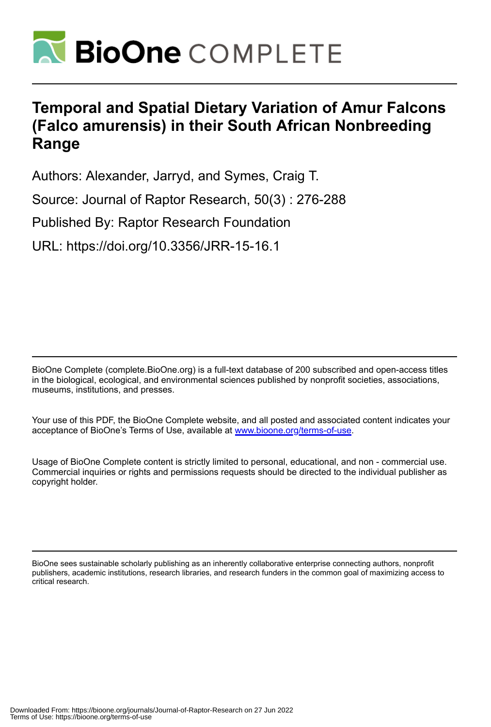# Temporal and Spatial Dietary Variation of Amur Falcons (Falco amurensis) in their South African Nonbreeding Range

Authors: Alexander, Jarryd, and Symes, Craig T.

Source: Journal of Raptor Research, 50(3) : 276-288

Published By: Raptor Research Foundation

URL: https://doi.org/10.3356/JRR-15-16.1

---

BioOne Complete (complete.BioOne.org) is a full-text database of 200 subscribed and open-access titles in the biological, ecological, and environmental sciences published by nonprofit societies, associations, museums, institutions, and presses.

Your use of this PDF, the BioOne Complete website, and all posted and associated content indicates your acceptance of BioOne's Terms of Use, available at www.bioone.org/terms-of-use.

Usage of BioOne Complete content is strictly limited to personal, educational, and non - commercial use. Commercial inquiries or rights and permissions requests should be directed to the individual publisher as copyright holder.

---

BioOne sees sustainable scholarly publishing as an inherently collaborative enterprise connecting authors, nonprofit publishers, academic institutions, research libraries, and research funders in the common goal of maximizing access to critical research.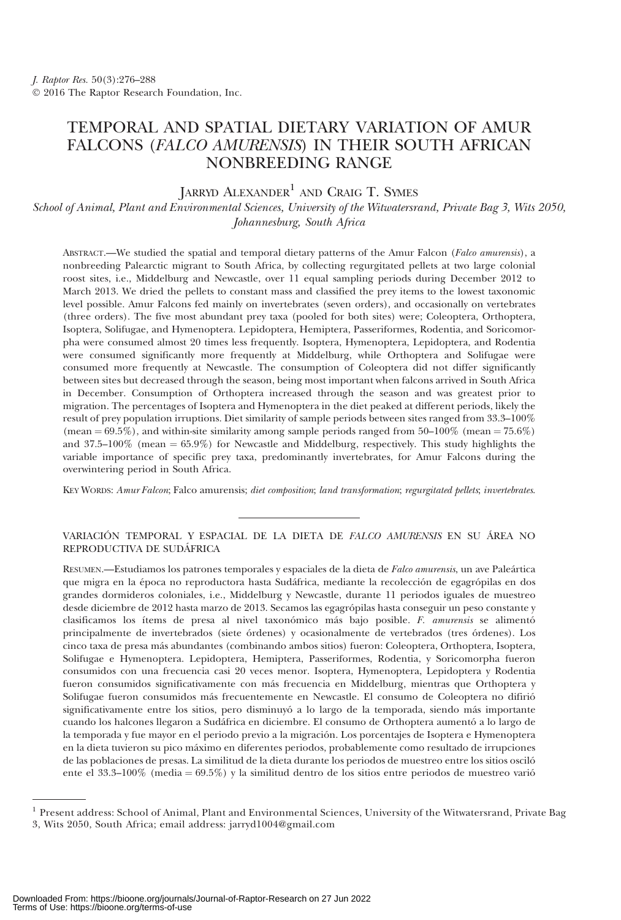# TEMPORAL AND SPATIAL DIETARY VARIATION OF AMUR FALCONS (*FALCO AMURENSIS*) IN THEIR SOUTH AFRICAN NONBREEDING RANGE

JARRYD ALEXANDER[1] AND CRAIG T. SYMES

*School of Animal, Plant and Environmental Sciences, University of the Witwatersrand, Private Bag 3, Wits 2050, Johannesburg, South Africa*

ABSTRACT.—We studied the spatial and temporal dietary patterns of the Amur Falcon (*Falco amurensis*), a nonbreeding Palearctic migrant to South Africa, by collecting regurgitated pellets at two large colonial roost sites, i.e., Middelburg and Newcastle, over 11 equal sampling periods during December 2012 to March 2013. We dried the pellets to constant mass and classified the prey items to the lowest taxonomic level possible. Amur Falcons fed mainly on invertebrates (seven orders), and occasionally on vertebrates (three orders). The five most abundant prey taxa (pooled for both sites) were; Coleoptera, Orthoptera, Isoptera, Solifugae, and Hymenoptera. Lepidoptera, Hemiptera, Passeriformes, Rodentia, and Soricomorpha were consumed almost 20 times less frequently. Isoptera, Hymenoptera, Lepidoptera, and Rodentia were consumed significantly more frequently at Middelburg, while Orthoptera and Solifugae were consumed more frequently at Newcastle. The consumption of Coleoptera did not differ significantly between sites but decreased through the season, being most important when falcons arrived in South Africa in December. Consumption of Orthoptera increased through the season and was greatest prior to migration. The percentages of Isoptera and Hymenoptera in the diet peaked at different periods, likely the result of prey population irruptions. Diet similarity of sample periods between sites ranged from 33.3–100% (mean = 69.5%), and within-site similarity among sample periods ranged from 50–100% (mean = 75.6%) and 37.5–100% (mean = 65.9%) for Newcastle and Middelburg, respectively. This study highlights the variable importance of specific prey taxa, predominantly invertebrates, for Amur Falcons during the overwintering period in South Africa.

KEY WORDS: *Amur Falcon*; Falco amurensis; *diet composition*; *land transformation*; *regurgitated pellets*; *invertebrates*.

---

VARIACIÓN TEMPORAL Y ESPACIAL DE LA DIETA DE *FALCO AMURENSIS* EN SU ÁREA NO REPRODUCTIVA DE SUDÁFRICA

RESUMEN.—Estudiamos los patrones temporales y espaciales de la dieta de *Falco amurensis*, un ave Paleártica que migra en la época no reproductora hasta Sudáfrica, mediante la recolección de egagrópilas en dos grandes dormideros coloniales, i.e., Middelburg y Newcastle, durante 11 periodos iguales de muestreo desde diciembre de 2012 hasta marzo de 2013. Secamos las egagrópilas hasta conseguir un peso constante y clasificamos los ítems de presa al nivel taxonómico más bajo posible. *F. amurensis* se alimentó principalmente de invertebrados (siete órdenes) y ocasionalmente de vertebrados (tres órdenes). Los cinco taxa de presa más abundantes (combinando ambos sitios) fueron: Coleoptera, Orthoptera, Isoptera, Solifugae e Hymenoptera. Lepidoptera, Hemiptera, Passeriformes, Rodentia, y Soricomorpha fueron consumidos con una frecuencia casi 20 veces menor. Isoptera, Hymenoptera, Lepidoptera y Rodentia fueron consumidos significativamente con más frecuencia en Middelburg, mientras que Orthoptera y Solifugae fueron consumidos más frecuentemente en Newcastle. El consumo de Coleoptera no difirió significativamente entre los sitios, pero disminuyó a lo largo de la temporada, siendo más importante cuando los halcones llegaron a Sudáfrica en diciembre. El consumo de Orthoptera aumentó a lo largo de la temporada y fue mayor en el periodo previo a la migración. Los porcentajes de Isoptera e Hymenoptera en la dieta tuvieron su pico máximo en diferentes periodos, probablemente como resultado de irrupciones de las poblaciones de presas. La similitud de la dieta durante los periodos de muestreo entre los sitios osciló ente el 33.3–100% (media = 69.5%) y la similitud dentro de los sitios entre periodos de muestreo varió

---

[1] Present address: School of Animal, Plant and Environmental Sciences, University of the Witwatersrand, Private Bag 3, Wits 2050, South Africa; email address: jarryd1004@gmail.com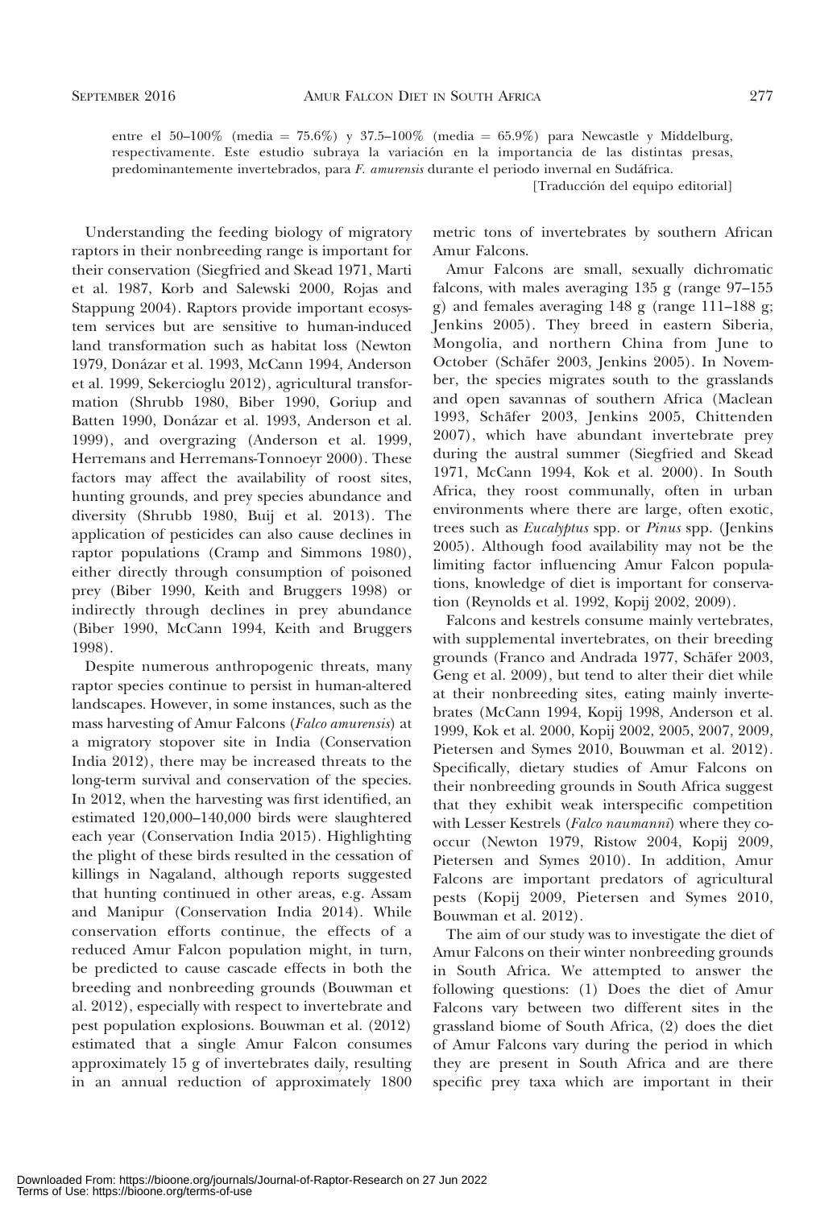entre el 50–100% (media = 75.6%) y 37.5–100% (media = 65.9%) para Newcastle y Middelburg, respectivamente. Este estudio subraya la variación en la importancia de las distintas presas, predominantemente invertebrados, para *F. amurensis* durante el periodo invernal en Sudáfrica.

[Traducción del equipo editorial]

Understanding the feeding biology of migratory raptors in their nonbreeding range is important for their conservation (Siegfried and Skead 1971, Marti et al. 1987, Korb and Salewski 2000, Rojas and Stappung 2004). Raptors provide important ecosystem services but are sensitive to human-induced land transformation such as habitat loss (Newton 1979, Donázar et al. 1993, McCann 1994, Anderson et al. 1999, Sekercioglu 2012), agricultural transformation (Shrubb 1980, Biber 1990, Goriup and Batten 1990, Donázar et al. 1993, Anderson et al. 1999), and overgrazing (Anderson et al. 1999, Herremans and Herremans-Tonnoeyr 2000). These factors may affect the availability of roost sites, hunting grounds, and prey species abundance and diversity (Shrubb 1980, Buij et al. 2013). The application of pesticides can also cause declines in raptor populations (Cramp and Simmons 1980), either directly through consumption of poisoned prey (Biber 1990, Keith and Bruggers 1998) or indirectly through declines in prey abundance (Biber 1990, McCann 1994, Keith and Bruggers 1998).

Despite numerous anthropogenic threats, many raptor species continue to persist in human-altered landscapes. However, in some instances, such as the mass harvesting of Amur Falcons (*Falco amurensis*) at a migratory stopover site in India (Conservation India 2012), there may be increased threats to the long-term survival and conservation of the species. In 2012, when the harvesting was first identified, an estimated 120,000–140,000 birds were slaughtered each year (Conservation India 2015). Highlighting the plight of these birds resulted in the cessation of killings in Nagaland, although reports suggested that hunting continued in other areas, e.g. Assam and Manipur (Conservation India 2014). While conservation efforts continue, the effects of a reduced Amur Falcon population might, in turn, be predicted to cause cascade effects in both the breeding and nonbreeding grounds (Bouwman et al. 2012), especially with respect to invertebrate and pest population explosions. Bouwman et al. (2012) estimated that a single Amur Falcon consumes approximately 15 g of invertebrates daily, resulting in an annual reduction of approximately 1800 metric tons of invertebrates by southern African Amur Falcons.

Amur Falcons are small, sexually dichromatic falcons, with males averaging 135 g (range 97–155 g) and females averaging 148 g (range 111–188 g; Jenkins 2005). They breed in eastern Siberia, Mongolia, and northern China from June to October (Schäfer 2003, Jenkins 2005). In November, the species migrates south to the grasslands and open savannas of southern Africa (Maclean 1993, Schäfer 2003, Jenkins 2005, Chittenden 2007), which have abundant invertebrate prey during the austral summer (Siegfried and Skead 1971, McCann 1994, Kok et al. 2000). In South Africa, they roost communally, often in urban environments where there are large, often exotic, trees such as *Eucalyptus* spp. or *Pinus* spp. (Jenkins 2005). Although food availability may not be the limiting factor influencing Amur Falcon populations, knowledge of diet is important for conservation (Reynolds et al. 1992, Kopij 2002, 2009).

Falcons and kestrels consume mainly vertebrates, with supplemental invertebrates, on their breeding grounds (Franco and Andrada 1977, Schäfer 2003, Geng et al. 2009), but tend to alter their diet while at their nonbreeding sites, eating mainly invertebrates (McCann 1994, Kopij 1998, Anderson et al. 1999, Kok et al. 2000, Kopij 2002, 2005, 2007, 2009, Pietersen and Symes 2010, Bouwman et al. 2012). Specifically, dietary studies of Amur Falcons on their nonbreeding grounds in South Africa suggest that they exhibit weak interspecific competition with Lesser Kestrels (*Falco naumanni*) where they co-occur (Newton 1979, Ristow 2004, Kopij 2009, Pietersen and Symes 2010). In addition, Amur Falcons are important predators of agricultural pests (Kopij 2009, Pietersen and Symes 2010, Bouwman et al. 2012).

The aim of our study was to investigate the diet of Amur Falcons on their winter nonbreeding grounds in South Africa. We attempted to answer the following questions: (1) Does the diet of Amur Falcons vary between two different sites in the grassland biome of South Africa, (2) does the diet of Amur Falcons vary during the period in which they are present in South Africa and are there specific prey taxa which are important in their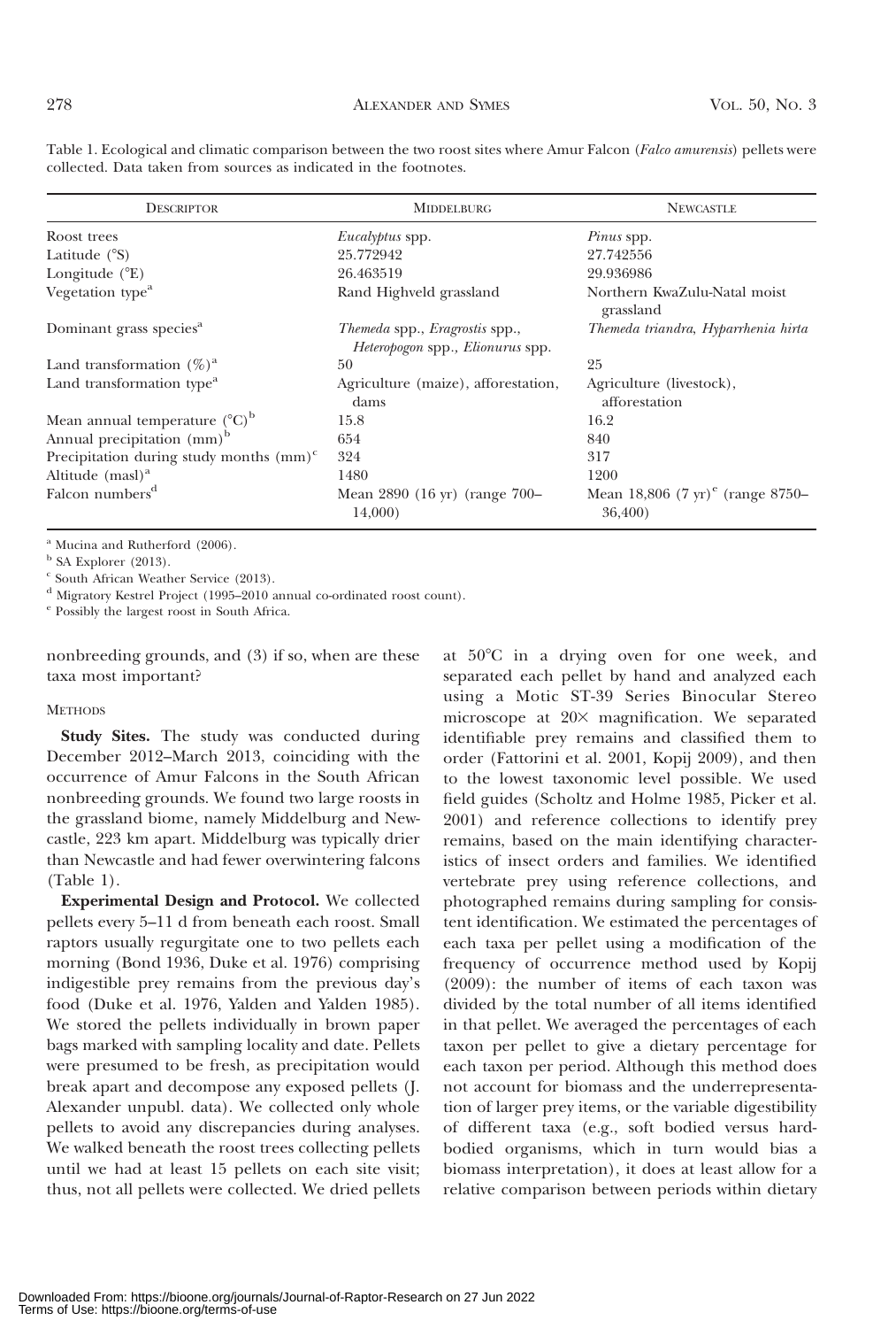Table 1. Ecological and climatic comparison between the two roost sites where Amur Falcon (*Falco amurensis*) pellets were collected. Data taken from sources as indicated in the footnotes.

| Descriptor | Middelburg | Newcastle |
|---|---|---|
| Roost trees | *Eucalyptus* spp. | *Pinus* spp. |
| Latitude (°S) | 25.772942 | 27.742556 |
| Longitude (°E) | 26.463519 | 29.936986 |
| Vegetation type[a] | Rand Highveld grassland | Northern KwaZulu-Natal moist grassland |
| Dominant grass species[a] | *Themeda* spp., *Eragrostis* spp., *Heteropogon* spp., *Elionurus* spp. | *Themeda triandra, Hyparrhenia hirta* |
| Land transformation (%)[a] | 50 | 25 |
| Land transformation type[a] | Agriculture (maize), afforestation, dams | Agriculture (livestock), afforestation |
| Mean annual temperature (°C)[b] | 15.8 | 16.2 |
| Annual precipitation (mm)[b] | 654 | 840 |
| Precipitation during study months (mm)[c] | 324 | 317 |
| Altitude (masl)[a] | 1480 | 1200 |
| Falcon numbers[d] | Mean 2890 (16 yr) (range 700–14,000) | Mean 18,806 (7 yr)[e] (range 8750–36,400) |

[a] Mucina and Rutherford (2006).
[b] SA Explorer (2013).
[c] South African Weather Service (2013).
[d] Migratory Kestrel Project (1995–2010 annual co-ordinated roost count).
[e] Possibly the largest roost in South Africa.

nonbreeding grounds, and (3) if so, when are these taxa most important?

## Methods

**Study Sites.** The study was conducted during December 2012–March 2013, coinciding with the occurrence of Amur Falcons in the South African nonbreeding grounds. We found two large roosts in the grassland biome, namely Middelburg and Newcastle, 223 km apart. Middelburg was typically drier than Newcastle and had fewer overwintering falcons (Table 1).

**Experimental Design and Protocol.** We collected pellets every 5–11 d from beneath each roost. Small raptors usually regurgitate one to two pellets each morning (Bond 1936, Duke et al. 1976) comprising indigestible prey remains from the previous day's food (Duke et al. 1976, Yalden and Yalden 1985). We stored the pellets individually in brown paper bags marked with sampling locality and date. Pellets were presumed to be fresh, as precipitation would break apart and decompose any exposed pellets (J. Alexander unpubl. data). We collected only whole pellets to avoid any discrepancies during analyses. We walked beneath the roost trees collecting pellets until we had at least 15 pellets on each site visit; thus, not all pellets were collected. We dried pellets at 50°C in a drying oven for one week, and separated each pellet by hand and analyzed each using a Motic ST-39 Series Binocular Stereo microscope at 20× magnification. We separated identifiable prey remains and classified them to order (Fattorini et al. 2001, Kopij 2009), and then to the lowest taxonomic level possible. We used field guides (Scholtz and Holme 1985, Picker et al. 2001) and reference collections to identify prey remains, based on the main identifying characteristics of insect orders and families. We identified vertebrate prey using reference collections, and photographed remains during sampling for consistent identification. We estimated the percentages of each taxa per pellet using a modification of the frequency of occurrence method used by Kopij (2009): the number of items of each taxon was divided by the total number of all items identified in that pellet. We averaged the percentages of each taxon per pellet to give a dietary percentage for each taxon per period. Although this method does not account for biomass and the underrepresentation of larger prey items, or the variable digestibility of different taxa (e.g., soft bodied versus hard-bodied organisms, which in turn would bias a biomass interpretation), it does at least allow for a relative comparison between periods within dietary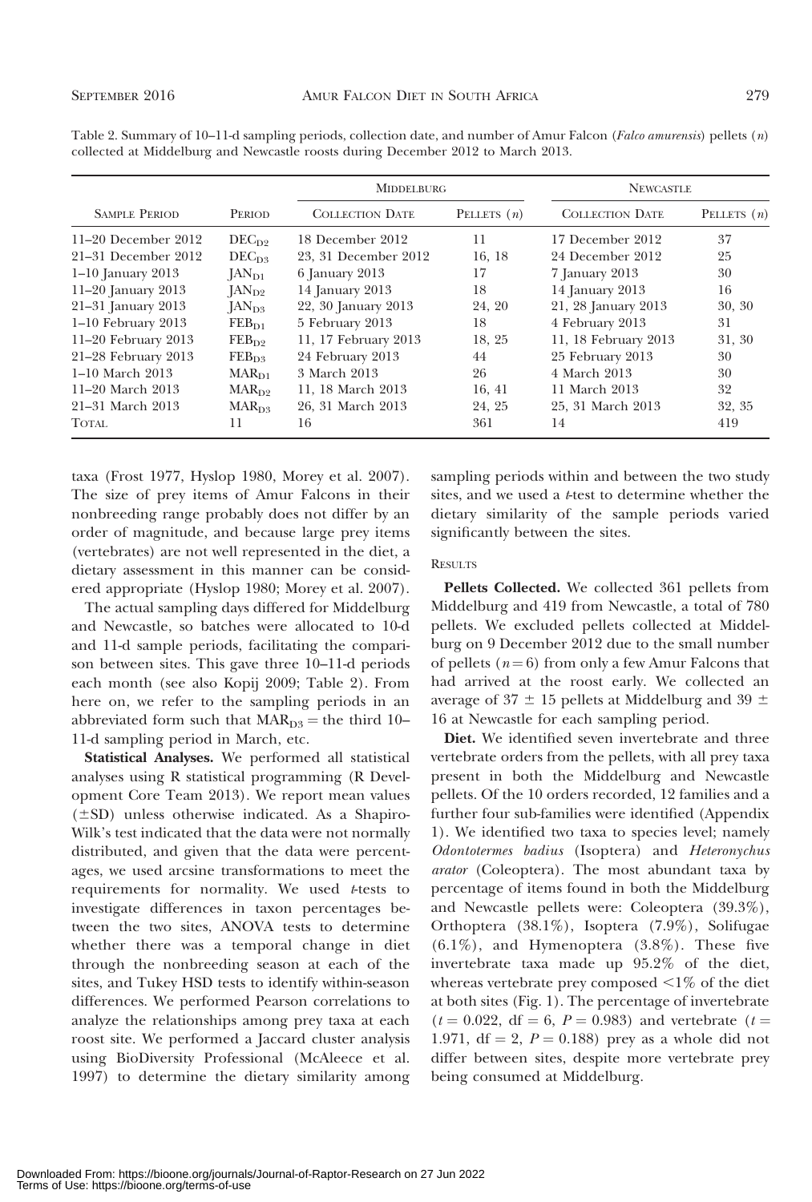Table 2. Summary of 10–11-d sampling periods, collection date, and number of Amur Falcon (*Falco amurensis*) pellets (*n*) collected at Middelburg and Newcastle roosts during December 2012 to March 2013.

| Sample Period | Period | Middelburg | | Newcastle | |
|---|---|---|---|---|---|
| | | Collection Date | Pellets (*n*) | Collection Date | Pellets (*n*) |
| 11–20 December 2012 | $DEC_{D2}$ | 18 December 2012 | 11 | 17 December 2012 | 37 |
| 21–31 December 2012 | $DEC_{D3}$ | 23, 31 December 2012 | 16, 18 | 24 December 2012 | 25 |
| 1–10 January 2013 | $JAN_{D1}$ | 6 January 2013 | 17 | 7 January 2013 | 30 |
| 11–20 January 2013 | $JAN_{D2}$ | 14 January 2013 | 18 | 14 January 2013 | 16 |
| 21–31 January 2013 | $JAN_{D3}$ | 22, 30 January 2013 | 24, 20 | 21, 28 January 2013 | 30, 30 |
| 1–10 February 2013 | $FEB_{D1}$ | 5 February 2013 | 18 | 4 February 2013 | 31 |
| 11–20 February 2013 | $FEB_{D2}$ | 11, 17 February 2013 | 18, 25 | 11, 18 February 2013 | 31, 30 |
| 21–28 February 2013 | $FEB_{D3}$ | 24 February 2013 | 44 | 25 February 2013 | 30 |
| 1–10 March 2013 | $MAR_{D1}$ | 3 March 2013 | 26 | 4 March 2013 | 30 |
| 11–20 March 2013 | $MAR_{D2}$ | 11, 18 March 2013 | 16, 41 | 11 March 2013 | 32 |
| 21–31 March 2013 | $MAR_{D3}$ | 26, 31 March 2013 | 24, 25 | 25, 31 March 2013 | 32, 35 |
| Total | 11 | 16 | 361 | 14 | 419 |

taxa (Frost 1977, Hyslop 1980, Morey et al. 2007). The size of prey items of Amur Falcons in their nonbreeding range probably does not differ by an order of magnitude, and because large prey items (vertebrates) are not well represented in the diet, a dietary assessment in this manner can be considered appropriate (Hyslop 1980; Morey et al. 2007).

The actual sampling days differed for Middelburg and Newcastle, so batches were allocated to 10-d and 11-d sample periods, facilitating the comparison between sites. This gave three 10–11-d periods each month (see also Kopij 2009; Table 2). From here on, we refer to the sampling periods in an abbreviated form such that $MAR_{D3}$ = the third 10–11-d sampling period in March, etc.

**Statistical Analyses.** We performed all statistical analyses using R statistical programming (R Development Core Team 2013). We report mean values (±SD) unless otherwise indicated. As a Shapiro-Wilk's test indicated that the data were not normally distributed, and given that the data were percentages, we used arcsine transformations to meet the requirements for normality. We used *t*-tests to investigate differences in taxon percentages between the two sites, ANOVA tests to determine whether there was a temporal change in diet through the nonbreeding season at each of the sites, and Tukey HSD tests to identify within-season differences. We performed Pearson correlations to analyze the relationships among prey taxa at each roost site. We performed a Jaccard cluster analysis using BioDiversity Professional (McAleece et al. 1997) to determine the dietary similarity among sampling periods within and between the two study sites, and we used a *t*-test to determine whether the dietary similarity of the sample periods varied significantly between the sites.

## Results

**Pellets Collected.** We collected 361 pellets from Middelburg and 419 from Newcastle, a total of 780 pellets. We excluded pellets collected at Middelburg on 9 December 2012 due to the small number of pellets ($n = 6$) from only a few Amur Falcons that had arrived at the roost early. We collected an average of 37 ± 15 pellets at Middelburg and 39 ± 16 at Newcastle for each sampling period.

**Diet.** We identified seven invertebrate and three vertebrate orders from the pellets, with all prey taxa present in both the Middelburg and Newcastle pellets. Of the 10 orders recorded, 12 families and a further four sub-families were identified (Appendix 1). We identified two taxa to species level; namely *Odontotermes badius* (Isoptera) and *Heteronychus arator* (Coleoptera). The most abundant taxa by percentage of items found in both the Middelburg and Newcastle pellets were: Coleoptera (39.3%), Orthoptera (38.1%), Isoptera (7.9%), Solifugae (6.1%), and Hymenoptera (3.8%). These five invertebrate taxa made up 95.2% of the diet, whereas vertebrate prey composed <1% of the diet at both sites (Fig. 1). The percentage of invertebrate ($t = 0.022$, df = 6, $P = 0.983$) and vertebrate ($t = 1.971$, df = 2, $P = 0.188$) prey as a whole did not differ between sites, despite more vertebrate prey being consumed at Middelburg.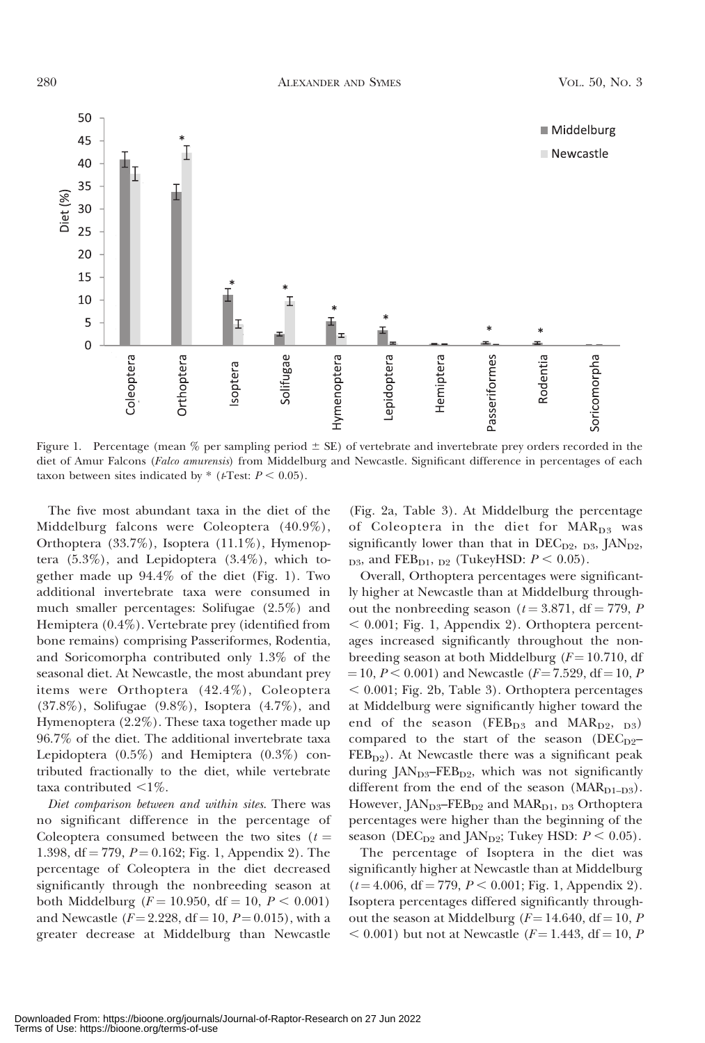Figure 1. Percentage (mean % per sampling period ± SE) of vertebrate and invertebrate prey orders recorded in the diet of Amur Falcons (*Falco amurensis*) from Middelburg and Newcastle. Significant difference in percentages of each taxon between sites indicated by * (*t*-Test: $P < 0.05$).

The five most abundant taxa in the diet of the Middelburg falcons were Coleoptera (40.9%), Orthoptera (33.7%), Isoptera (11.1%), Hymenoptera (5.3%), and Lepidoptera (3.4%), which together made up 94.4% of the diet (Fig. 1). Two additional invertebrate taxa were consumed in much smaller percentages: Solifugae (2.5%) and Hemiptera (0.4%). Vertebrate prey (identified from bone remains) comprising Passeriformes, Rodentia, and Soricomorpha contributed only 1.3% of the seasonal diet. At Newcastle, the most abundant prey items were Orthoptera (42.4%), Coleoptera (37.8%), Solifugae (9.8%), Isoptera (4.7%), and Hymenoptera (2.2%). These taxa together made up 96.7% of the diet. The additional invertebrate taxa Lepidoptera (0.5%) and Hemiptera (0.3%) contributed fractionally to the diet, while vertebrate taxa contributed <1%.

*Diet comparison between and within sites.* There was no significant difference in the percentage of Coleoptera consumed between the two sites ($t = 1.398$, df = 779, $P = 0.162$; Fig. 1, Appendix 2). The percentage of Coleoptera in the diet decreased significantly through the nonbreeding season at both Middelburg ($F = 10.950$, df = 10, $P < 0.001$) and Newcastle ($F = 2.228$, df = 10, $P = 0.015$), with a greater decrease at Middelburg than Newcastle (Fig. 2a, Table 3). At Middelburg the percentage of Coleoptera in the diet for $MAR_{D3}$ was significantly lower than that in $DEC_{D2,\ D3}$, $JAN_{D2,\ D3}$, and $FEB_{D1,\ D2}$ (TukeyHSD: $P < 0.05$).

Overall, Orthoptera percentages were significantly higher at Newcastle than at Middelburg throughout the nonbreeding season ($t = 3.871$, df = 779, $P < 0.001$; Fig. 1, Appendix 2). Orthoptera percentages increased significantly throughout the nonbreeding season at both Middelburg ($F = 10.710$, df = 10, $P < 0.001$) and Newcastle ($F = 7.529$, df = 10, $P < 0.001$; Fig. 2b, Table 3). Orthoptera percentages at Middelburg were significantly higher toward the end of the season ($FEB_{D3}$ and $MAR_{D2,\ D3}$) compared to the start of the season ($DEC_{D2}$–$FEB_{D2}$). At Newcastle there was a significant peak during $JAN_{D3}$–$FEB_{D2}$, which was not significantly different from the end of the season ($MAR_{D1–D3}$). However, $JAN_{D3}$–$FEB_{D2}$ and $MAR_{D1,\ D3}$ Orthoptera percentages were higher than the beginning of the season ($DEC_{D2}$ and $JAN_{D2}$; Tukey HSD: $P < 0.05$).

The percentage of Isoptera in the diet was significantly higher at Newcastle than at Middelburg ($t = 4.006$, df = 779, $P < 0.001$; Fig. 1, Appendix 2). Isoptera percentages differed significantly throughout the season at Middelburg ($F = 14.640$, df = 10, $P < 0.001$) but not at Newcastle ($F = 1.443$, df = 10, $P$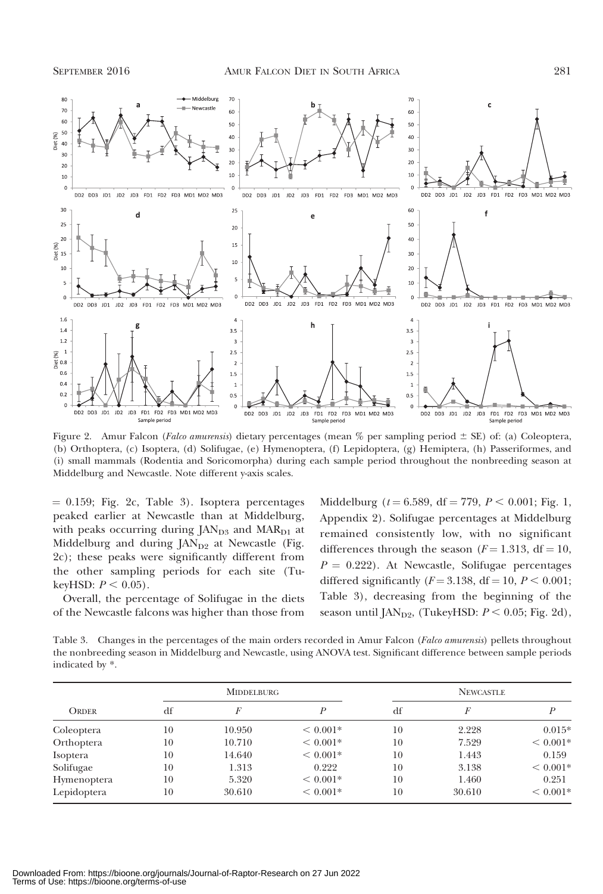Figure 2. Amur Falcon (*Falco amurensis*) dietary percentages (mean % per sampling period ± SE) of: (a) Coleoptera, (b) Orthoptera, (c) Isoptera, (d) Solifugae, (e) Hymenoptera, (f) Lepidoptera, (g) Hemiptera, (h) Passeriformes, and (i) small mammals (Rodentia and Soricomorpha) during each sample period throughout the nonbreeding season at Middelburg and Newcastle. Note different y-axis scales.

$= 0.159$; Fig. 2c, Table 3). Isoptera percentages peaked earlier at Newcastle than at Middelburg, with peaks occurring during $JAN_{D3}$ and $MAR_{D1}$ at Middelburg and during $JAN_{D2}$ at Newcastle (Fig. 2c); these peaks were significantly different from the other sampling periods for each site (TukeyHSD: $P < 0.05$).

Overall, the percentage of Solifugae in the diets of the Newcastle falcons was higher than those from Middelburg ($t = 6.589$, df $= 779$, $P < 0.001$; Fig. 1, Appendix 2). Solifugae percentages at Middelburg remained consistently low, with no significant differences through the season ($F = 1.313$, df $= 10$, $P = 0.222$). At Newcastle, Solifugae percentages differed significantly ($F = 3.138$, df $= 10$, $P < 0.001$; Table 3), decreasing from the beginning of the season until $JAN_{D2}$, (TukeyHSD: $P < 0.05$; Fig. 2d),

Table 3. Changes in the percentages of the main orders recorded in Amur Falcon (*Falco amurensis*) pellets throughout the nonbreeding season in Middelburg and Newcastle, using ANOVA test. Significant difference between sample periods indicated by *.

| Order | Middelburg | | | Newcastle | | |
|---|---|---|---|---|---|---|
| | df | $F$ | $P$ | df | $F$ | $P$ |
| Coleoptera | 10 | 10.950 | < 0.001* | 10 | 2.228 | 0.015* |
| Orthoptera | 10 | 10.710 | < 0.001* | 10 | 7.529 | < 0.001* |
| Isoptera | 10 | 14.640 | < 0.001* | 10 | 1.443 | 0.159 |
| Solifugae | 10 | 1.313 | 0.222 | 10 | 3.138 | < 0.001* |
| Hymenoptera | 10 | 5.320 | < 0.001* | 10 | 1.460 | 0.251 |
| Lepidoptera | 10 | 30.610 | < 0.001* | 10 | 30.610 | < 0.001* |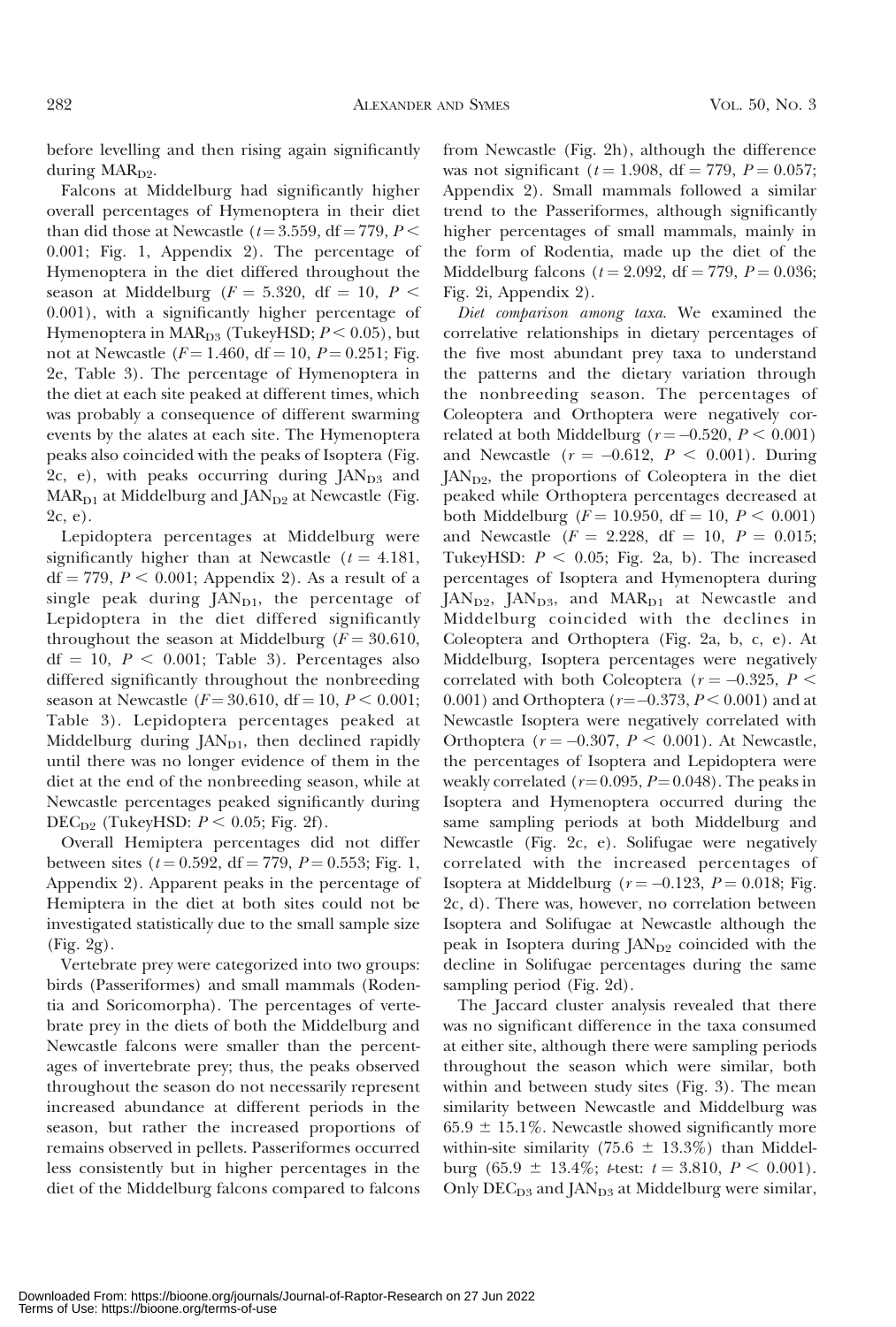before levelling and then rising again significantly during $MAR_{D2}$.

Falcons at Middelburg had significantly higher overall percentages of Hymenoptera in their diet than did those at Newcastle ($t = 3.559$, df $= 779$, $P < 0.001$; Fig. 1, Appendix 2). The percentage of Hymenoptera in the diet differed throughout the season at Middelburg ($F = 5.320$, df $= 10$, $P < 0.001$), with a significantly higher percentage of Hymenoptera in $MAR_{D3}$ (TukeyHSD; $P < 0.05$), but not at Newcastle ($F = 1.460$, df $= 10$, $P = 0.251$; Fig. 2e, Table 3). The percentage of Hymenoptera in the diet at each site peaked at different times, which was probably a consequence of different swarming events by the alates at each site. The Hymenoptera peaks also coincided with the peaks of Isoptera (Fig. 2c, e), with peaks occurring during $JAN_{D3}$ and $MAR_{D1}$ at Middelburg and $JAN_{D2}$ at Newcastle (Fig. 2c, e).

Lepidoptera percentages at Middelburg were significantly higher than at Newcastle ($t = 4.181$, df $= 779$, $P < 0.001$; Appendix 2). As a result of a single peak during $JAN_{D1}$, the percentage of Lepidoptera in the diet differed significantly throughout the season at Middelburg ($F = 30.610$, df $= 10$, $P < 0.001$; Table 3). Percentages also differed significantly throughout the nonbreeding season at Newcastle ($F = 30.610$, df $= 10$, $P < 0.001$; Table 3). Lepidoptera percentages peaked at Middelburg during $JAN_{D1}$, then declined rapidly until there was no longer evidence of them in the diet at the end of the nonbreeding season, while at Newcastle percentages peaked significantly during $DEC_{D2}$ (TukeyHSD: $P < 0.05$; Fig. 2f).

Overall Hemiptera percentages did not differ between sites ($t = 0.592$, df $= 779$, $P = 0.553$; Fig. 1, Appendix 2). Apparent peaks in the percentage of Hemiptera in the diet at both sites could not be investigated statistically due to the small sample size (Fig. 2g).

Vertebrate prey were categorized into two groups: birds (Passeriformes) and small mammals (Rodentia and Soricomorpha). The percentages of vertebrate prey in the diets of both the Middelburg and Newcastle falcons were smaller than the percentages of invertebrate prey; thus, the peaks observed throughout the season do not necessarily represent increased abundance at different periods in the season, but rather the increased proportions of remains observed in pellets. Passeriformes occurred less consistently but in higher percentages in the diet of the Middelburg falcons compared to falcons from Newcastle (Fig. 2h), although the difference was not significant ($t = 1.908$, df $= 779$, $P = 0.057$; Appendix 2). Small mammals followed a similar trend to the Passeriformes, although significantly higher percentages of small mammals, mainly in the form of Rodentia, made up the diet of the Middelburg falcons ($t = 2.092$, df $= 779$, $P = 0.036$; Fig. 2i, Appendix 2).

*Diet comparison among taxa.* We examined the correlative relationships in dietary percentages of the five most abundant prey taxa to understand the patterns and the dietary variation through the nonbreeding season. The percentages of Coleoptera and Orthoptera were negatively correlated at both Middelburg ($r = -0.520$, $P < 0.001$) and Newcastle ($r = -0.612$, $P < 0.001$). During $JAN_{D2}$, the proportions of Coleoptera in the diet peaked while Orthoptera percentages decreased at both Middelburg ($F = 10.950$, df $= 10$, $P < 0.001$) and Newcastle ($F = 2.228$, df $= 10$, $P = 0.015$; TukeyHSD: $P < 0.05$; Fig. 2a, b). The increased percentages of Isoptera and Hymenoptera during $JAN_{D2}$, $JAN_{D3}$, and $MAR_{D1}$ at Newcastle and Middelburg coincided with the declines in Coleoptera and Orthoptera (Fig. 2a, b, c, e). At Middelburg, Isoptera percentages were negatively correlated with both Coleoptera ($r = -0.325$, $P < 0.001$) and Orthoptera ($r = -0.373$, $P < 0.001$) and at Newcastle Isoptera were negatively correlated with Orthoptera ($r = -0.307$, $P < 0.001$). At Newcastle, the percentages of Isoptera and Lepidoptera were weakly correlated ($r = 0.095$, $P = 0.048$). The peaks in Isoptera and Hymenoptera occurred during the same sampling periods at both Middelburg and Newcastle (Fig. 2c, e). Solifugae were negatively correlated with the increased percentages of Isoptera at Middelburg ($r = -0.123$, $P = 0.018$; Fig. 2c, d). There was, however, no correlation between Isoptera and Solifugae at Newcastle although the peak in Isoptera during $JAN_{D2}$ coincided with the decline in Solifugae percentages during the same sampling period (Fig. 2d).

The Jaccard cluster analysis revealed that there was no significant difference in the taxa consumed at either site, although there were sampling periods throughout the season which were similar, both within and between study sites (Fig. 3). The mean similarity between Newcastle and Middelburg was $65.9 \pm 15.1\%$. Newcastle showed significantly more within-site similarity ($75.6 \pm 13.3\%$) than Middelburg ($65.9 \pm 13.4\%$; *t*-test: $t = 3.810$, $P < 0.001$). Only $DEC_{D3}$ and $JAN_{D3}$ at Middelburg were similar,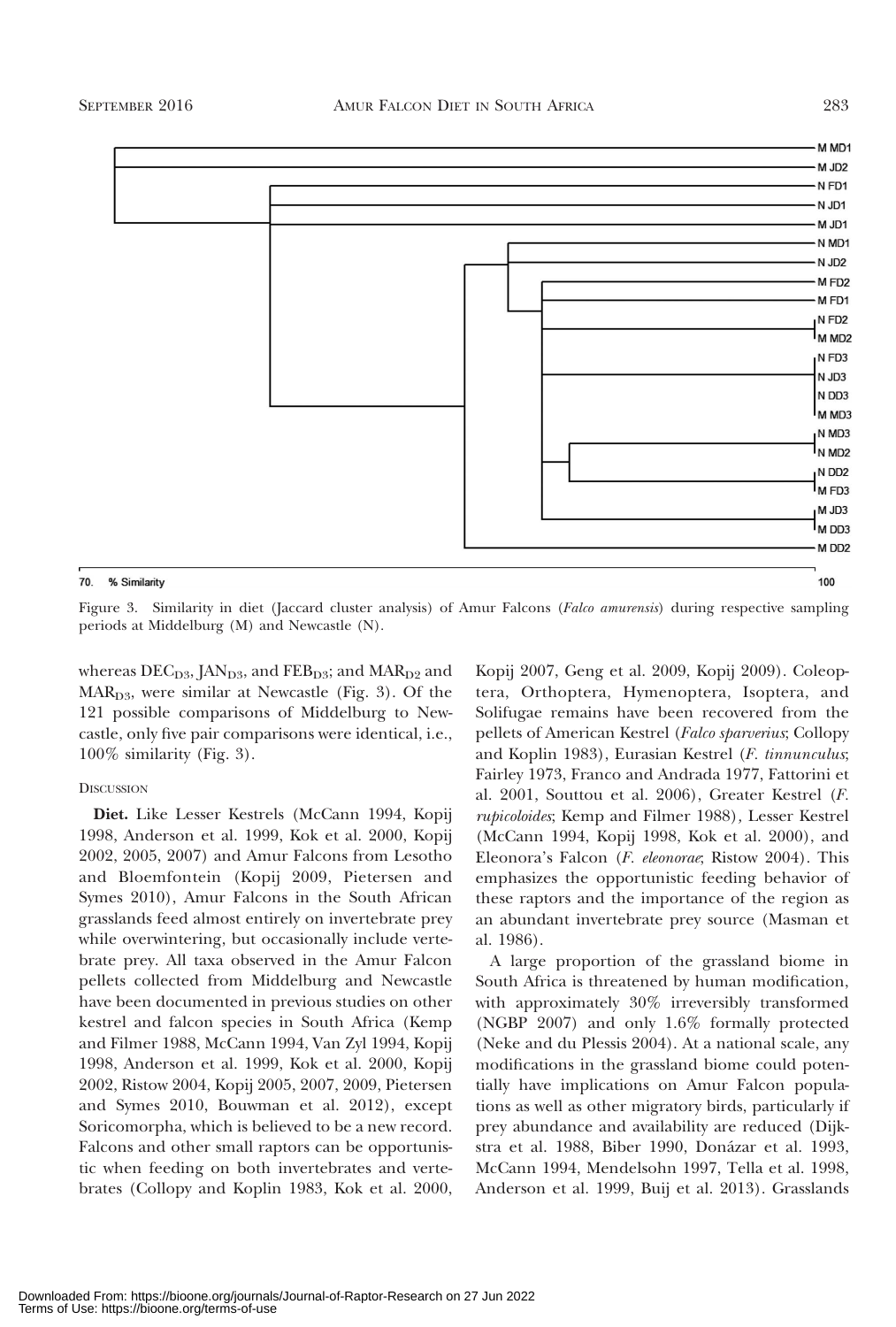Figure 3. Similarity in diet (Jaccard cluster analysis) of Amur Falcons (*Falco amurensis*) during respective sampling periods at Middelburg (M) and Newcastle (N).

whereas $DEC_{D3}$, $JAN_{D3}$, and $FEB_{D3}$; and $MAR_{D2}$ and $MAR_{D3}$, were similar at Newcastle (Fig. 3). Of the 121 possible comparisons of Middelburg to Newcastle, only five pair comparisons were identical, i.e., 100% similarity (Fig. 3).

## Discussion

**Diet.** Like Lesser Kestrels (McCann 1994, Kopij 1998, Anderson et al. 1999, Kok et al. 2000, Kopij 2002, 2005, 2007) and Amur Falcons from Lesotho and Bloemfontein (Kopij 2009, Pietersen and Symes 2010), Amur Falcons in the South African grasslands feed almost entirely on invertebrate prey while overwintering, but occasionally include vertebrate prey. All taxa observed in the Amur Falcon pellets collected from Middelburg and Newcastle have been documented in previous studies on other kestrel and falcon species in South Africa (Kemp and Filmer 1988, McCann 1994, Van Zyl 1994, Kopij 1998, Anderson et al. 1999, Kok et al. 2000, Kopij 2002, Ristow 2004, Kopij 2005, 2007, 2009, Pietersen and Symes 2010, Bouwman et al. 2012), except Soricomorpha, which is believed to be a new record. Falcons and other small raptors can be opportunistic when feeding on both invertebrates and vertebrates (Collopy and Koplin 1983, Kok et al. 2000, Kopij 2007, Geng et al. 2009, Kopij 2009). Coleoptera, Orthoptera, Hymenoptera, Isoptera, and Solifugae remains have been recovered from the pellets of American Kestrel (*Falco sparverius*; Collopy and Koplin 1983), Eurasian Kestrel (*F. tinnunculus*; Fairley 1973, Franco and Andrada 1977, Fattorini et al. 2001, Souttou et al. 2006), Greater Kestrel (*F. rupicoloides*; Kemp and Filmer 1988), Lesser Kestrel (McCann 1994, Kopij 1998, Kok et al. 2000), and Eleonora's Falcon (*F. eleonorae*; Ristow 2004). This emphasizes the opportunistic feeding behavior of these raptors and the importance of the region as an abundant invertebrate prey source (Masman et al. 1986).

A large proportion of the grassland biome in South Africa is threatened by human modification, with approximately 30% irreversibly transformed (NGBP 2007) and only 1.6% formally protected (Neke and du Plessis 2004). At a national scale, any modifications in the grassland biome could potentially have implications on Amur Falcon populations as well as other migratory birds, particularly if prey abundance and availability are reduced (Dijkstra et al. 1988, Biber 1990, Donázar et al. 1993, McCann 1994, Mendelsohn 1997, Tella et al. 1998, Anderson et al. 1999, Buij et al. 2013). Grasslands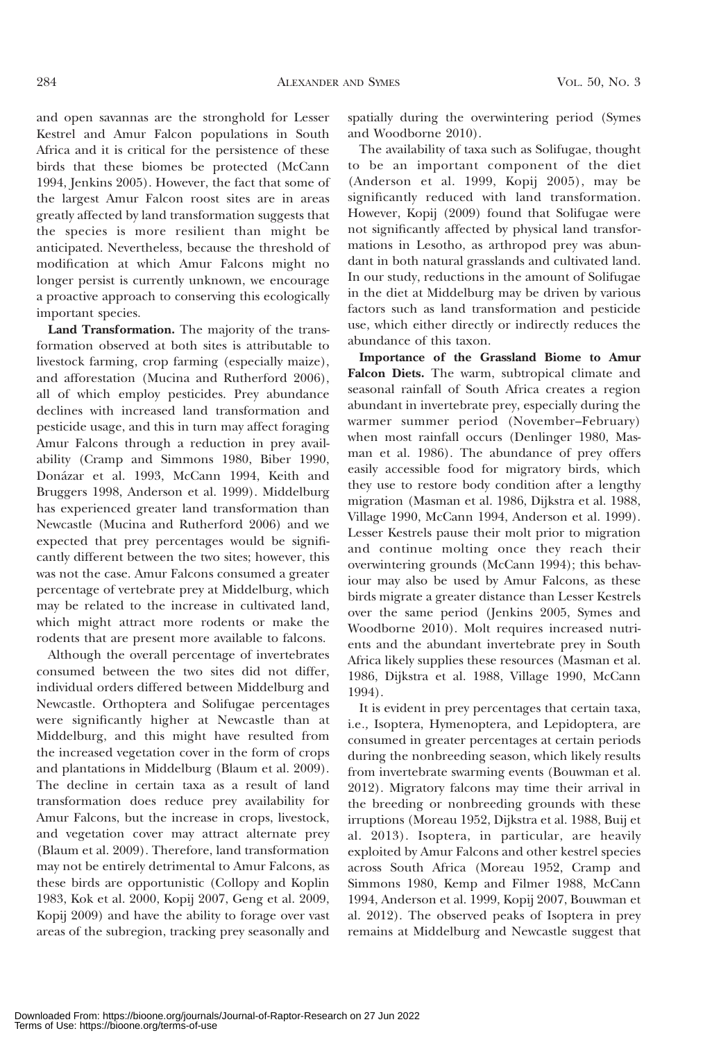and open savannas are the stronghold for Lesser Kestrel and Amur Falcon populations in South Africa and it is critical for the persistence of these birds that these biomes be protected (McCann 1994, Jenkins 2005). However, the fact that some of the largest Amur Falcon roost sites are in areas greatly affected by land transformation suggests that the species is more resilient than might be anticipated. Nevertheless, because the threshold of modification at which Amur Falcons might no longer persist is currently unknown, we encourage a proactive approach to conserving this ecologically important species.

**Land Transformation.** The majority of the transformation observed at both sites is attributable to livestock farming, crop farming (especially maize), and afforestation (Mucina and Rutherford 2006), all of which employ pesticides. Prey abundance declines with increased land transformation and pesticide usage, and this in turn may affect foraging Amur Falcons through a reduction in prey availability (Cramp and Simmons 1980, Biber 1990, Donázar et al. 1993, McCann 1994, Keith and Bruggers 1998, Anderson et al. 1999). Middelburg has experienced greater land transformation than Newcastle (Mucina and Rutherford 2006) and we expected that prey percentages would be significantly different between the two sites; however, this was not the case. Amur Falcons consumed a greater percentage of vertebrate prey at Middelburg, which may be related to the increase in cultivated land, which might attract more rodents or make the rodents that are present more available to falcons.

Although the overall percentage of invertebrates consumed between the two sites did not differ, individual orders differed between Middelburg and Newcastle. Orthoptera and Solifugae percentages were significantly higher at Newcastle than at Middelburg, and this might have resulted from the increased vegetation cover in the form of crops and plantations in Middelburg (Blaum et al. 2009). The decline in certain taxa as a result of land transformation does reduce prey availability for Amur Falcons, but the increase in crops, livestock, and vegetation cover may attract alternate prey (Blaum et al. 2009). Therefore, land transformation may not be entirely detrimental to Amur Falcons, as these birds are opportunistic (Collopy and Koplin 1983, Kok et al. 2000, Kopij 2007, Geng et al. 2009, Kopij 2009) and have the ability to forage over vast areas of the subregion, tracking prey seasonally and spatially during the overwintering period (Symes and Woodborne 2010).

The availability of taxa such as Solifugae, thought to be an important component of the diet (Anderson et al. 1999, Kopij 2005), may be significantly reduced with land transformation. However, Kopij (2009) found that Solifugae were not significantly affected by physical land transformations in Lesotho, as arthropod prey was abundant in both natural grasslands and cultivated land. In our study, reductions in the amount of Solifugae in the diet at Middelburg may be driven by various factors such as land transformation and pesticide use, which either directly or indirectly reduces the abundance of this taxon.

**Importance of the Grassland Biome to Amur Falcon Diets.** The warm, subtropical climate and seasonal rainfall of South Africa creates a region abundant in invertebrate prey, especially during the warmer summer period (November–February) when most rainfall occurs (Denlinger 1980, Masman et al. 1986). The abundance of prey offers easily accessible food for migratory birds, which they use to restore body condition after a lengthy migration (Masman et al. 1986, Dijkstra et al. 1988, Village 1990, McCann 1994, Anderson et al. 1999). Lesser Kestrels pause their molt prior to migration and continue molting once they reach their overwintering grounds (McCann 1994); this behaviour may also be used by Amur Falcons, as these birds migrate a greater distance than Lesser Kestrels over the same period (Jenkins 2005, Symes and Woodborne 2010). Molt requires increased nutrients and the abundant invertebrate prey in South Africa likely supplies these resources (Masman et al. 1986, Dijkstra et al. 1988, Village 1990, McCann 1994).

It is evident in prey percentages that certain taxa, i.e., Isoptera, Hymenoptera, and Lepidoptera, are consumed in greater percentages at certain periods during the nonbreeding season, which likely results from invertebrate swarming events (Bouwman et al. 2012). Migratory falcons may time their arrival in the breeding or nonbreeding grounds with these irruptions (Moreau 1952, Dijkstra et al. 1988, Buij et al. 2013). Isoptera, in particular, are heavily exploited by Amur Falcons and other kestrel species across South Africa (Moreau 1952, Cramp and Simmons 1980, Kemp and Filmer 1988, McCann 1994, Anderson et al. 1999, Kopij 2007, Bouwman et al. 2012). The observed peaks of Isoptera in prey remains at Middelburg and Newcastle suggest that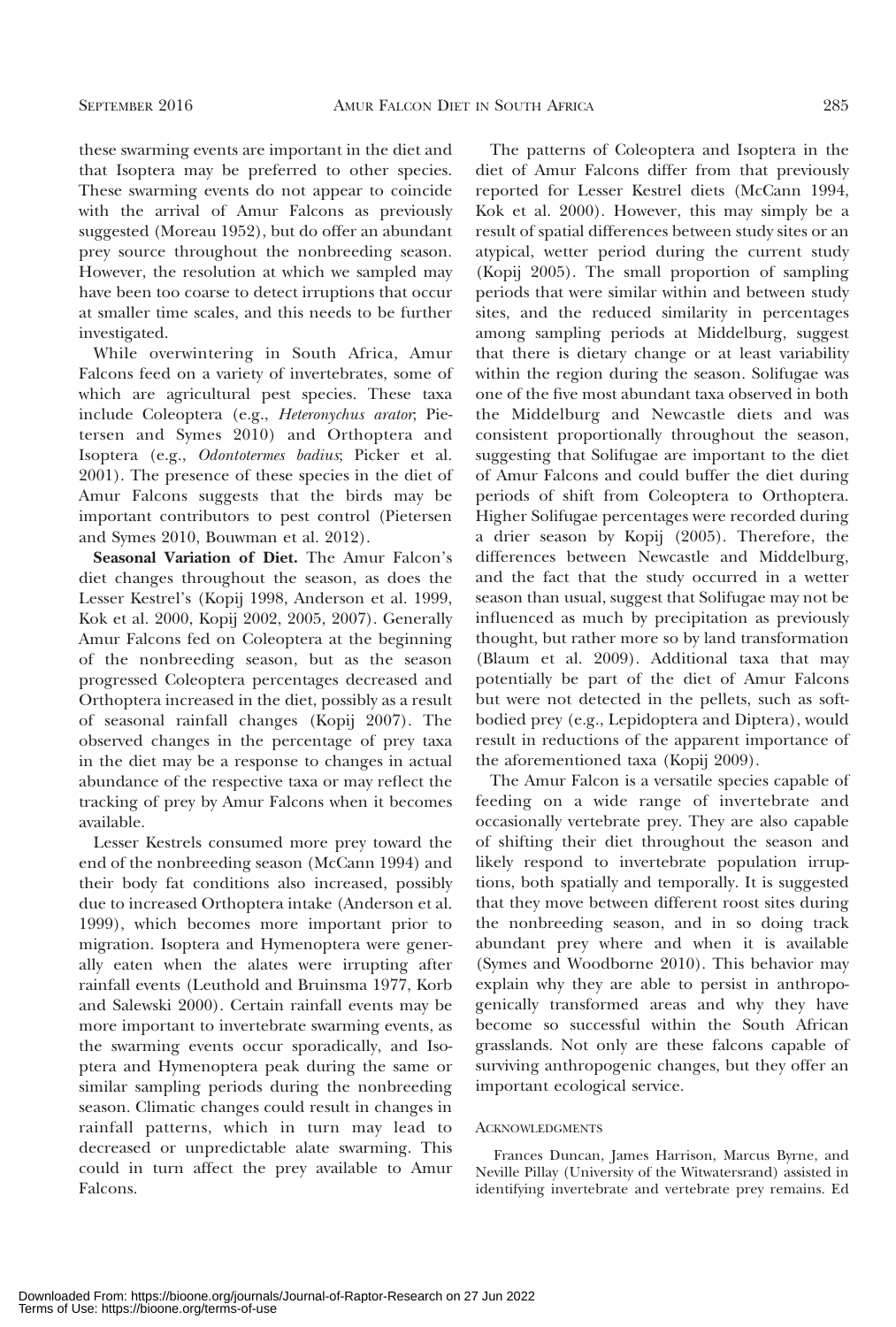these swarming events are important in the diet and that Isoptera may be preferred to other species. These swarming events do not appear to coincide with the arrival of Amur Falcons as previously suggested (Moreau 1952), but do offer an abundant prey source throughout the nonbreeding season. However, the resolution at which we sampled may have been too coarse to detect irruptions that occur at smaller time scales, and this needs to be further investigated.

While overwintering in South Africa, Amur Falcons feed on a variety of invertebrates, some of which are agricultural pest species. These taxa include Coleoptera (e.g., *Heteronychus arator*; Pietersen and Symes 2010) and Orthoptera and Isoptera (e.g., *Odontotermes badius*; Picker et al. 2001). The presence of these species in the diet of Amur Falcons suggests that the birds may be important contributors to pest control (Pietersen and Symes 2010, Bouwman et al. 2012).

**Seasonal Variation of Diet.** The Amur Falcon's diet changes throughout the season, as does the Lesser Kestrel's (Kopij 1998, Anderson et al. 1999, Kok et al. 2000, Kopij 2002, 2005, 2007). Generally Amur Falcons fed on Coleoptera at the beginning of the nonbreeding season, but as the season progressed Coleoptera percentages decreased and Orthoptera increased in the diet, possibly as a result of seasonal rainfall changes (Kopij 2007). The observed changes in the percentage of prey taxa in the diet may be a response to changes in actual abundance of the respective taxa or may reflect the tracking of prey by Amur Falcons when it becomes available.

Lesser Kestrels consumed more prey toward the end of the nonbreeding season (McCann 1994) and their body fat conditions also increased, possibly due to increased Orthoptera intake (Anderson et al. 1999), which becomes more important prior to migration. Isoptera and Hymenoptera were generally eaten when the alates were irrupting after rainfall events (Leuthold and Bruinsma 1977, Korb and Salewski 2000). Certain rainfall events may be more important to invertebrate swarming events, as the swarming events occur sporadically, and Isoptera and Hymenoptera peak during the same or similar sampling periods during the nonbreeding season. Climatic changes could result in changes in rainfall patterns, which in turn may lead to decreased or unpredictable alate swarming. This could in turn affect the prey available to Amur Falcons.

The patterns of Coleoptera and Isoptera in the diet of Amur Falcons differ from that previously reported for Lesser Kestrel diets (McCann 1994, Kok et al. 2000). However, this may simply be a result of spatial differences between study sites or an atypical, wetter period during the current study (Kopij 2005). The small proportion of sampling periods that were similar within and between study sites, and the reduced similarity in percentages among sampling periods at Middelburg, suggest that there is dietary change or at least variability within the region during the season. Solifugae was one of the five most abundant taxa observed in both the Middelburg and Newcastle diets and was consistent proportionally throughout the season, suggesting that Solifugae are important to the diet of Amur Falcons and could buffer the diet during periods of shift from Coleoptera to Orthoptera. Higher Solifugae percentages were recorded during a drier season by Kopij (2005). Therefore, the differences between Newcastle and Middelburg, and the fact that the study occurred in a wetter season than usual, suggest that Solifugae may not be influenced as much by precipitation as previously thought, but rather more so by land transformation (Blaum et al. 2009). Additional taxa that may potentially be part of the diet of Amur Falcons but were not detected in the pellets, such as soft-bodied prey (e.g., Lepidoptera and Diptera), would result in reductions of the apparent importance of the aforementioned taxa (Kopij 2009).

The Amur Falcon is a versatile species capable of feeding on a wide range of invertebrate and occasionally vertebrate prey. They are also capable of shifting their diet throughout the season and likely respond to invertebrate population irruptions, both spatially and temporally. It is suggested that they move between different roost sites during the nonbreeding season, and in so doing track abundant prey where and when it is available (Symes and Woodborne 2010). This behavior may explain why they are able to persist in anthropogenically transformed areas and why they have become so successful within the South African grasslands. Not only are these falcons capable of surviving anthropogenic changes, but they offer an important ecological service.

## Acknowledgments

Frances Duncan, James Harrison, Marcus Byrne, and Neville Pillay (University of the Witwatersrand) assisted in identifying invertebrate and vertebrate prey remains. Ed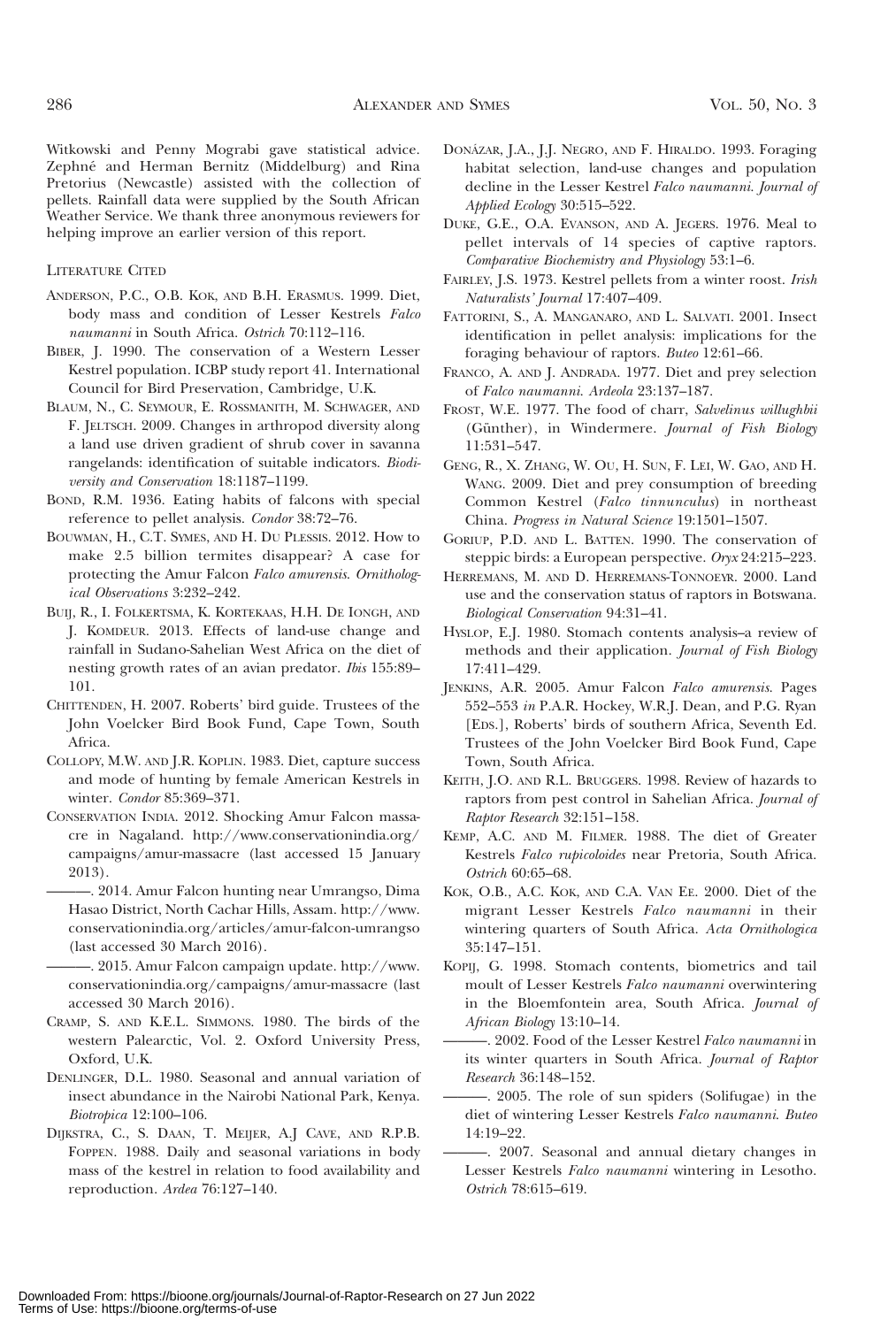Witkowski and Penny Mograbi gave statistical advice. Zephné and Herman Bernitz (Middelburg) and Rina Pretorius (Newcastle) assisted with the collection of pellets. Rainfall data were supplied by the South African Weather Service. We thank three anonymous reviewers for helping improve an earlier version of this report.

## Literature Cited

Anderson, P.C., O.B. Kok, and B.H. Erasmus. 1999. Diet, body mass and condition of Lesser Kestrels *Falco naumanni* in South Africa. *Ostrich* 70:112–116.

Biber, J. 1990. The conservation of a Western Lesser Kestrel population. ICBP study report 41. International Council for Bird Preservation, Cambridge, U.K.

Blaum, N., C. Seymour, E. Rossmanith, M. Schwager, and F. Jeltsch. 2009. Changes in arthropod diversity along a land use driven gradient of shrub cover in savanna rangelands: identification of suitable indicators. *Biodiversity and Conservation* 18:1187–1199.

Bond, R.M. 1936. Eating habits of falcons with special reference to pellet analysis. *Condor* 38:72–76.

Bouwman, H., C.T. Symes, and H. Du Plessis. 2012. How to make 2.5 billion termites disappear? A case for protecting the Amur Falcon *Falco amurensis*. *Ornithological Observations* 3:232–242.

Buij, R., I. Folkertsma, K. Kortekaas, H.H. De Iongh, and J. Komdeur. 2013. Effects of land-use change and rainfall in Sudano-Sahelian West Africa on the diet of nesting growth rates of an avian predator. *Ibis* 155:89–101.

Chittenden, H. 2007. Roberts' bird guide. Trustees of the John Voelcker Bird Book Fund, Cape Town, South Africa.

Collopy, M.W. and J.R. Koplin. 1983. Diet, capture success and mode of hunting by female American Kestrels in winter. *Condor* 85:369–371.

Conservation India. 2012. Shocking Amur Falcon massacre in Nagaland. http://www.conservationindia.org/campaigns/amur-massacre (last accessed 15 January 2013).

———. 2014. Amur Falcon hunting near Umrangso, Dima Hasao District, North Cachar Hills, Assam. http://www.conservationindia.org/articles/amur-falcon-umrangso (last accessed 30 March 2016).

———. 2015. Amur Falcon campaign update. http://www.conservationindia.org/campaigns/amur-massacre (last accessed 30 March 2016).

Cramp, S. and K.E.L. Simmons. 1980. The birds of the western Palearctic, Vol. 2. Oxford University Press, Oxford, U.K.

Denlinger, D.L. 1980. Seasonal and annual variation of insect abundance in the Nairobi National Park, Kenya. *Biotropica* 12:100–106.

Dijkstra, C., S. Daan, T. Meijer, A.J Cave, and R.P.B. Foppen. 1988. Daily and seasonal variations in body mass of the kestrel in relation to food availability and reproduction. *Ardea* 76:127–140.

Donázar, J.A., J.J. Negro, and F. Hiraldo. 1993. Foraging habitat selection, land-use changes and population decline in the Lesser Kestrel *Falco naumanni*. *Journal of Applied Ecology* 30:515–522.

Duke, G.E., O.A. Evanson, and A. Jegers. 1976. Meal to pellet intervals of 14 species of captive raptors. *Comparative Biochemistry and Physiology* 53:1–6.

Fairley, J.S. 1973. Kestrel pellets from a winter roost. *Irish Naturalists' Journal* 17:407–409.

Fattorini, S., A. Manganaro, and L. Salvati. 2001. Insect identification in pellet analysis: implications for the foraging behaviour of raptors. *Buteo* 12:61–66.

Franco, A. and J. Andrada. 1977. Diet and prey selection of *Falco naumanni*. *Ardeola* 23:137–187.

Frost, W.E. 1977. The food of charr, *Salvelinus willughbii* (Günther), in Windermere. *Journal of Fish Biology* 11:531–547.

Geng, R., X. Zhang, W. Ou, H. Sun, F. Lei, W. Gao, and H. Wang. 2009. Diet and prey consumption of breeding Common Kestrel (*Falco tinnunculus*) in northeast China. *Progress in Natural Science* 19:1501–1507.

Goriup, P.D. and L. Batten. 1990. The conservation of steppic birds: a European perspective. *Oryx* 24:215–223.

Herremans, M. and D. Herremans-Tonnoeyr. 2000. Land use and the conservation status of raptors in Botswana. *Biological Conservation* 94:31–41.

Hyslop, E.J. 1980. Stomach contents analysis–a review of methods and their application. *Journal of Fish Biology* 17:411–429.

Jenkins, A.R. 2005. Amur Falcon *Falco amurensis*. Pages 552–553 *in* P.A.R. Hockey, W.R.J. Dean, and P.G. Ryan [Eds.], Roberts' birds of southern Africa, Seventh Ed. Trustees of the John Voelcker Bird Book Fund, Cape Town, South Africa.

Keith, J.O. and R.L. Bruggers. 1998. Review of hazards to raptors from pest control in Sahelian Africa. *Journal of Raptor Research* 32:151–158.

Kemp, A.C. and M. Filmer. 1988. The diet of Greater Kestrels *Falco rupicoloides* near Pretoria, South Africa. *Ostrich* 60:65–68.

Kok, O.B., A.C. Kok, and C.A. Van Ee. 2000. Diet of the migrant Lesser Kestrels *Falco naumanni* in their wintering quarters of South Africa. *Acta Ornithologica* 35:147–151.

Kopij, G. 1998. Stomach contents, biometrics and tail moult of Lesser Kestrels *Falco naumanni* overwintering in the Bloemfontein area, South Africa. *Journal of African Biology* 13:10–14.

———. 2002. Food of the Lesser Kestrel *Falco naumanni* in its winter quarters in South Africa. *Journal of Raptor Research* 36:148–152.

———. 2005. The role of sun spiders (Solifugae) in the diet of wintering Lesser Kestrels *Falco naumanni*. *Buteo* 14:19–22.

———. 2007. Seasonal and annual dietary changes in Lesser Kestrels *Falco naumanni* wintering in Lesotho. *Ostrich* 78:615–619.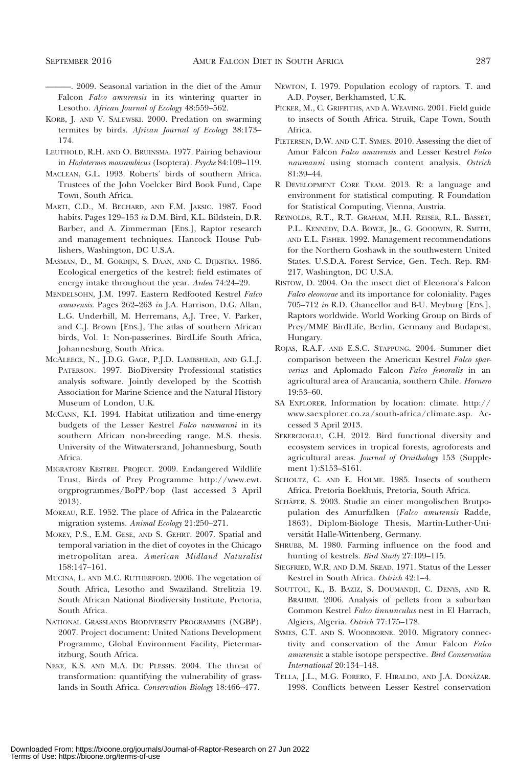———. 2009. Seasonal variation in the diet of the Amur Falcon *Falco amurensis* in its wintering quarter in Lesotho. *African Journal of Ecology* 48:559–562.

Korb, J. and V. Salewski. 2000. Predation on swarming termites by birds. *African Journal of Ecology* 38:173–174.

Leuthold, R.H. and O. Bruinsma. 1977. Pairing behaviour in *Hodotermes mossambicus* (Isoptera). *Psyche* 84:109–119.

Maclean, G.L. 1993. Roberts' birds of southern Africa. Trustees of the John Voelcker Bird Book Fund, Cape Town, South Africa.

Marti, C.D., M. Bechard, and F.M. Jaksic. 1987. Food habits. Pages 129–153 *in* D.M. Bird, K.L. Bildstein, D.R. Barber, and A. Zimmerman [Eds.], Raptor research and management techniques. Hancock House Publishers, Washington, DC U.S.A.

Masman, D., M. Gordijn, S. Daan, and C. Dijkstra. 1986. Ecological energetics of the kestrel: field estimates of energy intake throughout the year. *Ardea* 74:24–29.

Mendelsohn, J.M. 1997. Eastern Redfooted Kestrel *Falco amurensis*. Pages 262–263 *in* J.A. Harrison, D.G. Allan, L.G. Underhill, M. Herremans, A.J. Tree, V. Parker, and C.J. Brown [Eds.], The atlas of southern African birds, Vol. 1: Non-passerines. BirdLife South Africa, Johannesburg, South Africa.

McAleece, N., J.D.G. Gage, P.J.D. Lambshead, and G.L.J. Paterson. 1997. BioDiversity Professional statistics analysis software. Jointly developed by the Scottish Association for Marine Science and the Natural History Museum of London, U.K.

McCann, K.I. 1994. Habitat utilization and time-energy budgets of the Lesser Kestrel *Falco naumanni* in its southern African non-breeding range. M.S. thesis. University of the Witwatersrand, Johannesburg, South Africa.

Migratory Kestrel Project. 2009. Endangered Wildlife Trust, Birds of Prey Programme http://www.ewt.orgprogrammes/BoPP/bop (last accessed 3 April 2013).

Moreau, R.E. 1952. The place of Africa in the Palaearctic migration systems. *Animal Ecology* 21:250–271.

Morey, P.S., E.M. Gese, and S. Gehrt. 2007. Spatial and temporal variation in the diet of coyotes in the Chicago metropolitan area. *American Midland Naturalist* 158:147–161.

Mucina, L. and M.C. Rutherford. 2006. The vegetation of South Africa, Lesotho and Swaziland. Strelitzia 19. South African National Biodiversity Institute, Pretoria, South Africa.

National Grasslands Biodiversity Programmes (NGBP). 2007. Project document: United Nations Development Programme, Global Environment Facility, Pietermaritzburg, South Africa.

Neke, K.S. and M.A. Du Plessis. 2004. The threat of transformation: quantifying the vulnerability of grasslands in South Africa. *Conservation Biology* 18:466–477.

Newton, I. 1979. Population ecology of raptors. T. and A.D. Poyser, Berkhamsted, U.K.

Picker, M., C. Griffiths, and A. Weaving. 2001. Field guide to insects of South Africa. Struik, Cape Town, South Africa.

Pietersen, D.W. and C.T. Symes. 2010. Assessing the diet of Amur Falcon *Falco amurensis* and Lesser Kestrel *Falco naumanni* using stomach content analysis. *Ostrich* 81:39–44.

R Development Core Team. 2013. R: a language and environment for statistical computing. R Foundation for Statistical Computing, Vienna, Austria.

Reynolds, R.T., R.T. Graham, M.H. Reiser, R.L. Basset, P.L. Kennedy, D.A. Boyce, Jr., G. Goodwin, R. Smith, and E.L. Fisher. 1992. Management recommendations for the Northern Goshawk in the southwestern United States. U.S.D.A. Forest Service, Gen. Tech. Rep. RM-217, Washington, DC U.S.A.

Ristow, D. 2004. On the insect diet of Eleonora's Falcon *Falco eleonorae* and its importance for coloniality. Pages 705–712 *in* R.D. Chancellor and B-U. Meyburg [Eds.], Raptors worldwide. World Working Group on Birds of Prey/MME BirdLife, Berlin, Germany and Budapest, Hungary.

Rojas, R.A.F. and E.S.C. Stappung. 2004. Summer diet comparison between the American Kestrel *Falco sparverius* and Aplomado Falcon *Falco femoralis* in an agricultural area of Araucania, southern Chile. *Hornero* 19:53–60.

SA Explorer. Information by location: climate. http://www.saexplorer.co.za/south-africa/climate.asp. Accessed 3 April 2013.

Sekercioglu, C.H. 2012. Bird functional diversity and ecosystem services in tropical forests, agroforests and agricultural areas. *Journal of Ornithology* 153 (Supplement 1):S153–S161.

Scholtz, C. and E. Holme. 1985. Insects of southern Africa. Pretoria Boekhuis, Pretoria, South Africa.

Schäfer, S. 2003. Studie an einer mongolischen Brutpopulation des Amurfalken (*Falco amurensis* Radde, 1863). Diplom-Biologe Thesis, Martin-Luther-Universität Halle-Wittenberg, Germany.

Shrubb, M. 1980. Farming influence on the food and hunting of kestrels. *Bird Study* 27:109–115.

Siegfried, W.R. and D.M. Skead. 1971. Status of the Lesser Kestrel in South Africa. *Ostrich* 42:1–4.

Souttou, K., B. Baziz, S. Doumandji, C. Denys, and R. Brahimi. 2006. Analysis of pellets from a suburban Common Kestrel *Falco tinnunculus* nest in El Harrach, Algiers, Algeria. *Ostrich* 77:175–178.

Symes, C.T. and S. Woodborne. 2010. Migratory connectivity and conservation of the Amur Falcon *Falco amurensis*: a stable isotope perspective. *Bird Conservation International* 20:134–148.

Tella, J.L., M.G. Forero, F. Hiraldo, and J.A. Donázar. 1998. Conflicts between Lesser Kestrel conservation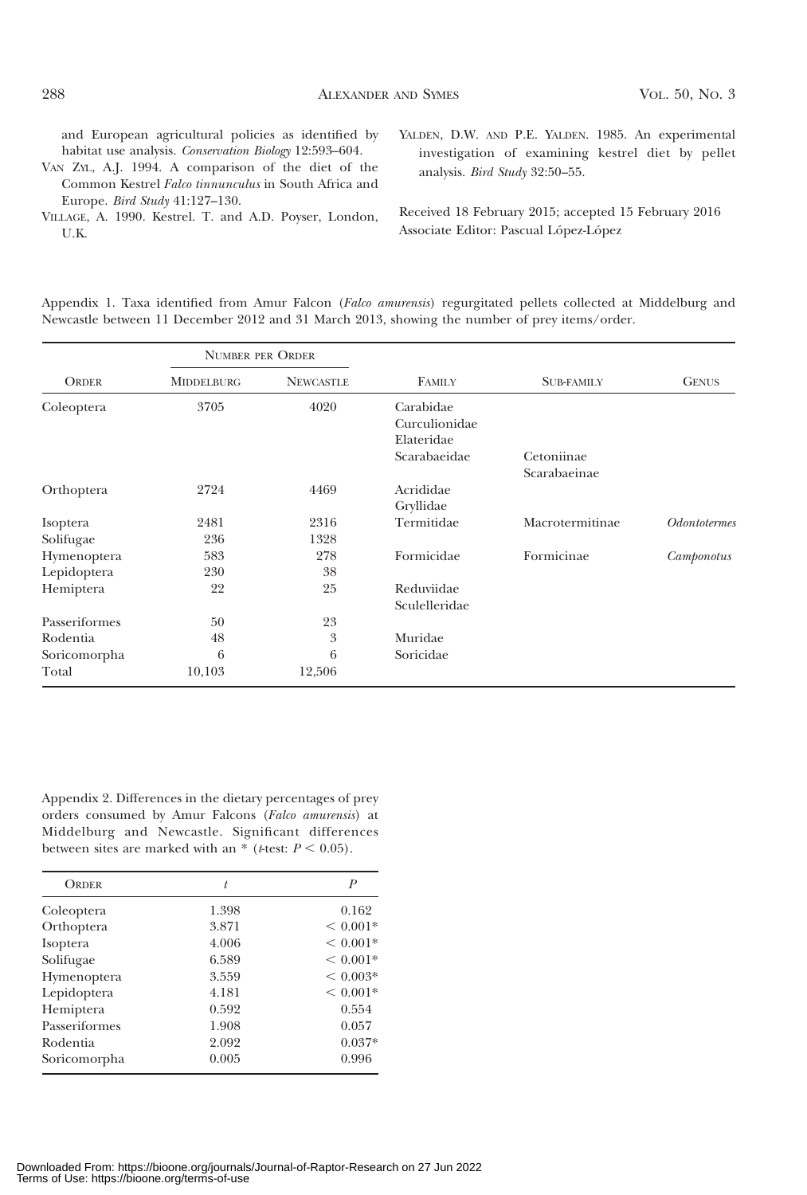and European agricultural policies as identified by habitat use analysis. *Conservation Biology* 12:593–604.

Van Zyl, A.J. 1994. A comparison of the diet of the Common Kestrel *Falco tinnunculus* in South Africa and Europe. *Bird Study* 41:127–130.

Village, A. 1990. Kestrel. T. and A.D. Poyser, London, U.K.

Yalden, D.W. and P.E. Yalden. 1985. An experimental investigation of examining kestrel diet by pellet analysis. *Bird Study* 32:50–55.

Received 18 February 2015; accepted 15 February 2016
Associate Editor: Pascual López-López

Appendix 1. Taxa identified from Amur Falcon (*Falco amurensis*) regurgitated pellets collected at Middelburg and Newcastle between 11 December 2012 and 31 March 2013, showing the number of prey items/order.

| | Number per Order | | | | |
|---|---|---|---|---|---|
| Order | Middelburg | Newcastle | Family | Sub-family | Genus |
| Coleoptera | 3705 | 4020 | Carabidae | | |
| | | | Curculionidae | | |
| | | | Elateridae | | |
| | | | Scarabaeidae | Cetoniinae | |
| | | | | Scarabaeinae | |
| Orthoptera | 2724 | 4469 | Acrididae | | |
| | | | Gryllidae | | |
| Isoptera | 2481 | 2316 | Termitidae | Macrotermitinae | *Odontotermes* |
| Solifugae | 236 | 1328 | | | |
| Hymenoptera | 583 | 278 | Formicidae | Formicinae | *Camponotus* |
| Lepidoptera | 230 | 38 | | | |
| Hemiptera | 22 | 25 | Reduviidae | | |
| | | | Sculelleridae | | |
| Passeriformes | 50 | 23 | | | |
| Rodentia | 48 | 3 | Muridae | | |
| Soricomorpha | 6 | 6 | Soricidae | | |
| Total | 10,103 | 12,506 | | | |

Appendix 2. Differences in the dietary percentages of prey orders consumed by Amur Falcons (*Falco amurensis*) at Middelburg and Newcastle. Significant differences between sites are marked with an * (*t*-test: $P < 0.05$).

| Order | $t$ | $P$ |
|---|---|---|
| Coleoptera | 1.398 | 0.162 |
| Orthoptera | 3.871 | < 0.001* |
| Isoptera | 4.006 | < 0.001* |
| Solifugae | 6.589 | < 0.001* |
| Hymenoptera | 3.559 | < 0.003* |
| Lepidoptera | 4.181 | < 0.001* |
| Hemiptera | 0.592 | 0.554 |
| Passeriformes | 1.908 | 0.057 |
| Rodentia | 2.092 | 0.037* |
| Soricomorpha | 0.005 | 0.996 |